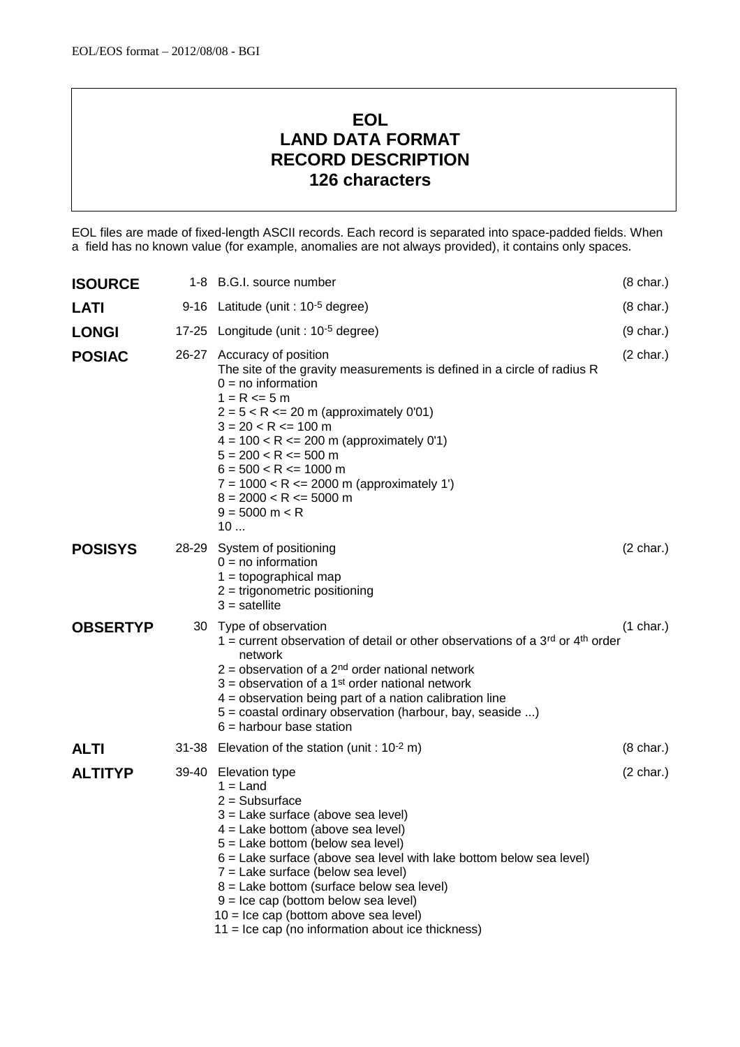# EOL
# LAND DATA FORMAT
# RECORD DESCRIPTION
# 126 characters

EOL files are made of fixed-length ASCII records. Each record is separated into space-padded fields. When a field has no known value (for example, anomalies are not always provided), it contains only spaces.

**ISOURCE** 1-8 B.G.I. source number (8 char.)

**LATI** 9-16 Latitude (unit : $10^{-5}$ degree) (8 char.)

**LONGI** 17-25 Longitude (unit : $10^{-5}$ degree) (9 char.)

**POSIAC** 26-27 Accuracy of position (2 char.)
The site of the gravity measurements is defined in a circle of radius R
- 0 = no information
- 1 = R <= 5 m
- 2 = 5 < R <= 20 m (approximately 0'01)
- 3 = 20 < R <= 100 m
- 4 = 100 < R <= 200 m (approximately 0'1)
- 5 = 200 < R <= 500 m
- 6 = 500 < R <= 1000 m
- 7 = 1000 < R <= 2000 m (approximately 1')
- 8 = 2000 < R <= 5000 m
- 9 = 5000 m < R
- 10 ...

**POSISYS** 28-29 System of positioning (2 char.)
- 0 = no information
- 1 = topographical map
- 2 = trigonometric positioning
- 3 = satellite

**OBSERTYP** 30 Type of observation (1 char.)
- 1 = current observation of detail or other observations of a 3rd or 4th order network
- 2 = observation of a 2nd order national network
- 3 = observation of a 1st order national network
- 4 = observation being part of a nation calibration line
- 5 = coastal ordinary observation (harbour, bay, seaside ...)
- 6 = harbour base station

**ALTI** 31-38 Elevation of the station (unit : $10^{-2}$ m) (8 char.)

**ALTITYP** 39-40 Elevation type (2 char.)
- 1 = Land
- 2 = Subsurface
- 3 = Lake surface (above sea level)
- 4 = Lake bottom (above sea level)
- 5 = Lake bottom (below sea level)
- 6 = Lake surface (above sea level with lake bottom below sea level)
- 7 = Lake surface (below sea level)
- 8 = Lake bottom (surface below sea level)
- 9 = Ice cap (bottom below sea level)
- 10 = Ice cap (bottom above sea level)
- 11 = Ice cap (no information about ice thickness)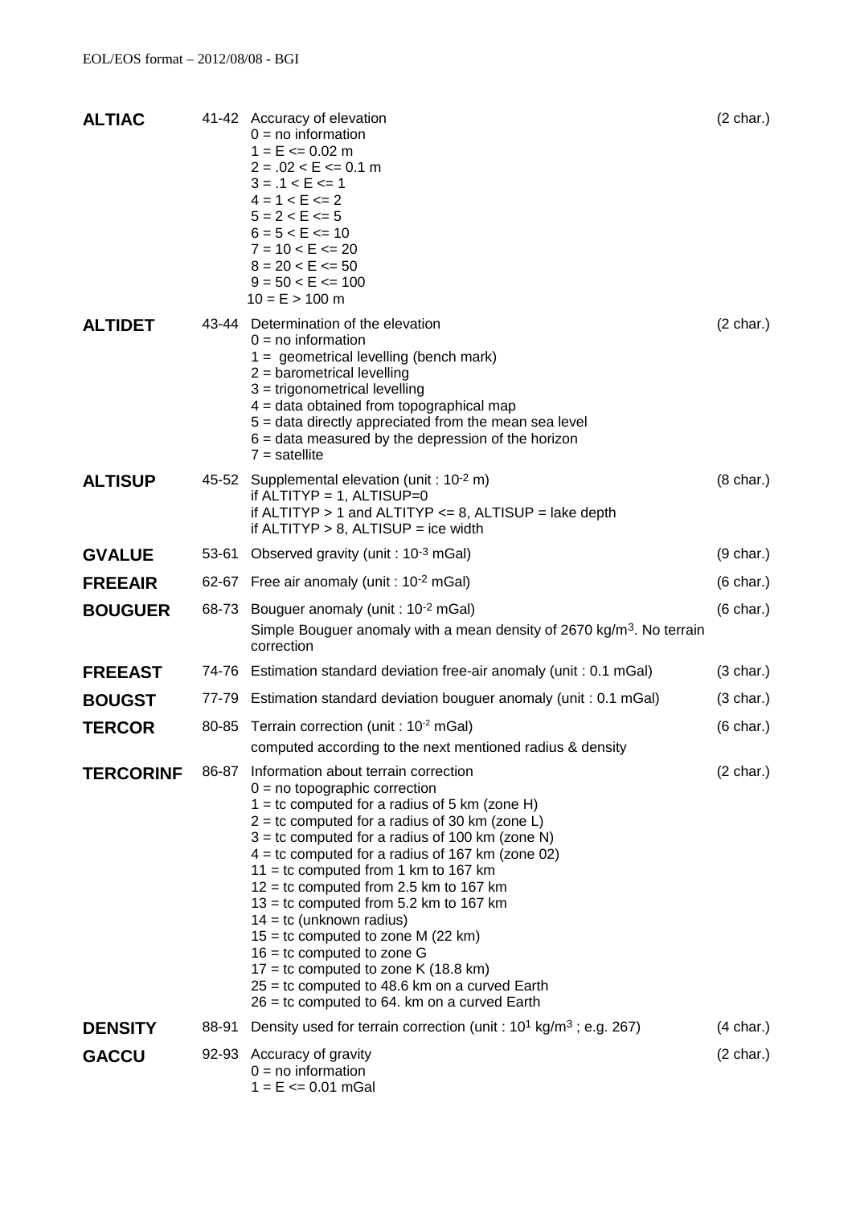| Field | Columns | Description | Length |
| --- | --- | --- | --- |
| **ALTIAC** | 41-42 | Accuracy of elevation<br>0 = no information<br>1 = E <= 0.02 m<br>2 = .02 < E <= 0.1 m<br>3 = .1 < E <= 1<br>4 = 1 < E <= 2<br>5 = 2 < E <= 5<br>6 = 5 < E <= 10<br>7 = 10 < E <= 20<br>8 = 20 < E <= 50<br>9 = 50 < E <= 100<br>10 = E > 100 m | (2 char.) |
| **ALTIDET** | 43-44 | Determination of the elevation<br>0 = no information<br>1 = geometrical levelling (bench mark)<br>2 = barometrical levelling<br>3 = trigonometrical levelling<br>4 = data obtained from topographical map<br>5 = data directly appreciated from the mean sea level<br>6 = data measured by the depression of the horizon<br>7 = satellite | (2 char.) |
| **ALTISUP** | 45-52 | Supplemental elevation (unit : $10^{-2}$ m)<br>if ALTITYP = 1, ALTISUP=0<br>if ALTITYP > 1 and ALTITYP <= 8, ALTISUP = lake depth<br>if ALTITYP > 8, ALTISUP = ice width | (8 char.) |
| **GVALUE** | 53-61 | Observed gravity (unit : $10^{-3}$ mGal) | (9 char.) |
| **FREEAIR** | 62-67 | Free air anomaly (unit : $10^{-2}$ mGal) | (6 char.) |
| **BOUGUER** | 68-73 | Bouguer anomaly (unit : $10^{-2}$ mGal)<br>Simple Bouguer anomaly with a mean density of 2670 kg/m$^3$. No terrain correction | (6 char.) |
| **FREEAST** | 74-76 | Estimation standard deviation free-air anomaly (unit : 0.1 mGal) | (3 char.) |
| **BOUGST** | 77-79 | Estimation standard deviation bouguer anomaly (unit : 0.1 mGal) | (3 char.) |
| **TERCOR** | 80-85 | Terrain correction (unit : $10^{-2}$ mGal)<br>computed according to the next mentioned radius & density | (6 char.) |
| **TERCORINF** | 86-87 | Information about terrain correction<br>0 = no topographic correction<br>1 = tc computed for a radius of 5 km (zone H)<br>2 = tc computed for a radius of 30 km (zone L)<br>3 = tc computed for a radius of 100 km (zone N)<br>4 = tc computed for a radius of 167 km (zone 02)<br>11 = tc computed from 1 km to 167 km<br>12 = tc computed from 2.5 km to 167 km<br>13 = tc computed from 5.2 km to 167 km<br>14 = tc (unknown radius)<br>15 = tc computed to zone M (22 km)<br>16 = tc computed to zone G<br>17 = tc computed to zone K (18.8 km)<br>25 = tc computed to 48.6 km on a curved Earth<br>26 = tc computed to 64. km on a curved Earth | (2 char.) |
| **DENSITY** | 88-91 | Density used for terrain correction (unit : $10^1$ kg/m$^3$ ; e.g. 267) | (4 char.) |
| **GACCU** | 92-93 | Accuracy of gravity<br>0 = no information<br>1 = E <= 0.01 mGal | (2 char.) |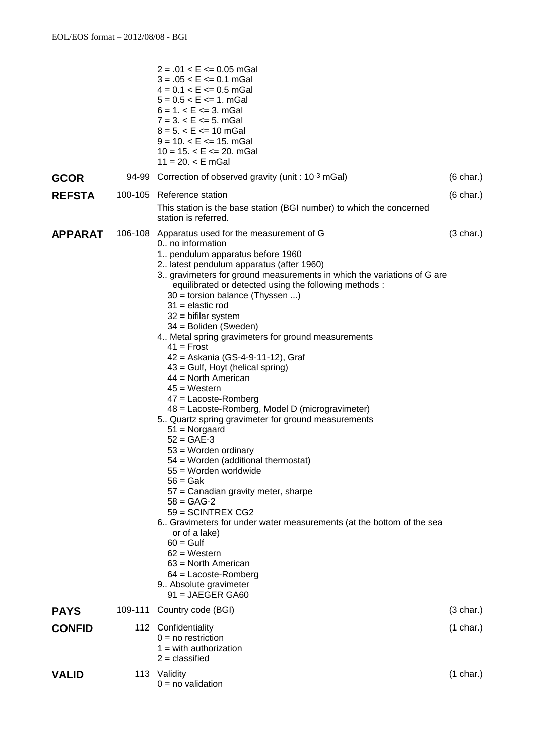2 = .01 < E <= 0.05 mGal
3 = .05 < E <= 0.1 mGal
4 = 0.1 < E <= 0.5 mGal
5 = 0.5 < E <= 1. mGal
6 = 1. < E <= 3. mGal
7 = 3. < E <= 5. mGal
8 = 5. < E <= 10 mGal
9 = 10. < E <= 15. mGal
10 = 15. < E <= 20. mGal
11 = 20. < E mGal

**GCOR** 94-99 Correction of observed gravity (unit : $10^{-3}$ mGal) (6 char.)

**REFSTA** 100-105 Reference station (6 char.)

This station is the base station (BGI number) to which the concerned station is referred.

**APPARAT** 106-108 Apparatus used for the measurement of G (3 char.)

0.. no information
1.. pendulum apparatus before 1960
2.. latest pendulum apparatus (after 1960)
3.. gravimeters for ground measurements in which the variations of G are equilibrated or detected using the following methods :
- 30 = torsion balance (Thyssen ...)
- 31 = elastic rod
- 32 = bifilar system
- 34 = Boliden (Sweden)

4.. Metal spring gravimeters for ground measurements
- 41 = Frost
- 42 = Askania (GS-4-9-11-12), Graf
- 43 = Gulf, Hoyt (helical spring)
- 44 = North American
- 45 = Western
- 47 = Lacoste-Romberg
- 48 = Lacoste-Romberg, Model D (micrograviméter)

5.. Quartz spring gravimeter for ground measurements
- 51 = Norgaard
- 52 = GAE-3
- 53 = Worden ordinary
- 54 = Worden (additional thermostat)
- 55 = Worden worldwide
- 56 = Gak
- 57 = Canadian gravity meter, sharpe
- 58 = GAG-2
- 59 = SCINTREX CG2

6.. Gravimeters for under water measurements (at the bottom of the sea or of a lake)
- 60 = Gulf
- 62 = Western
- 63 = North American
- 64 = Lacoste-Romberg

9.. Absolute gravimeter
- 91 = JAEGER GA60

**PAYS** 109-111 Country code (BGI) (3 char.)

**CONFID** 112 Confidentiality (1 char.)

0 = no restriction
1 = with authorization
2 = classified

**VALID** 113 Validity (1 char.)

0 = no validation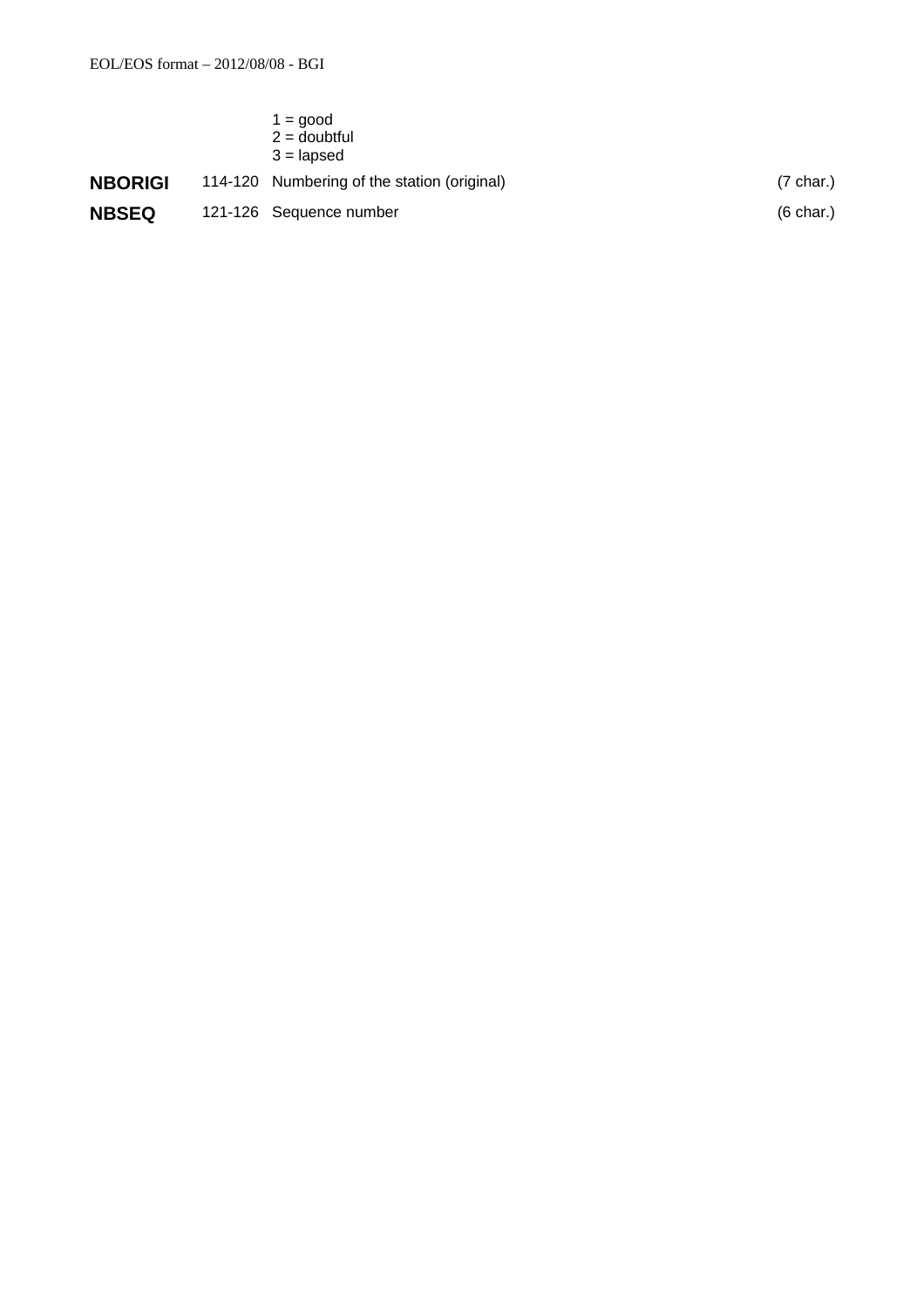1 = good
2 = doubtful
3 = lapsed

| | | | |
|---|---|---|---|
| **NBORIGI** | 114-120 | Numbering of the station (original) | (7 char.) |
| **NBSEQ** | 121-126 | Sequence number | (6 char.) |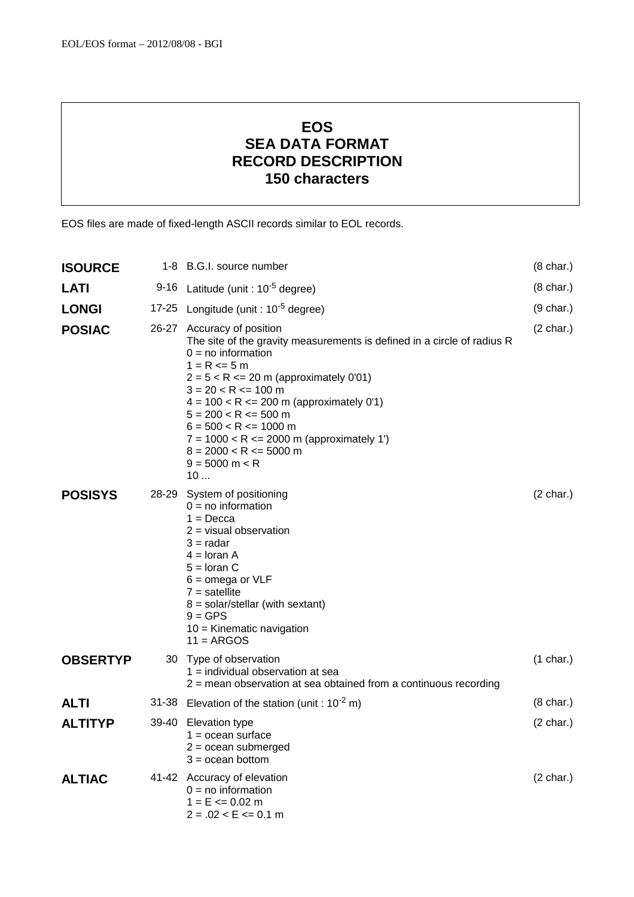# EOS
# SEA DATA FORMAT
# RECORD DESCRIPTION
# 150 characters

EOS files are made of fixed-length ASCII records similar to EOL records.

| Field | Position | Description | Length |
|---|---|---|---|
| **ISOURCE** | 1-8 | B.G.I. source number | (8 char.) |
| **LATI** | 9-16 | Latitude (unit : $10^{-5}$ degree) | (8 char.) |
| **LONGI** | 17-25 | Longitude (unit : $10^{-5}$ degree) | (9 char.) |
| **POSIAC** | 26-27 | Accuracy of position<br>The site of the gravity measurements is defined in a circle of radius R<br>0 = no information<br>1 = R <= 5 m<br>2 = 5 < R <= 20 m (approximately 0'01)<br>3 = 20 < R <= 100 m<br>4 = 100 < R <= 200 m (approximately 0'1)<br>5 = 200 < R <= 500 m<br>6 = 500 < R <= 1000 m<br>7 = 1000 < R <= 2000 m (approximately 1')<br>8 = 2000 < R <= 5000 m<br>9 = 5000 m < R<br>10 ... | (2 char.) |
| **POSISYS** | 28-29 | System of positioning<br>0 = no information<br>1 = Decca<br>2 = visual observation<br>3 = radar<br>4 = loran A<br>5 = loran C<br>6 = omega or VLF<br>7 = satellite<br>8 = solar/stellar (with sextant)<br>9 = GPS<br>10 = Kinematic navigation<br>11 = ARGOS | (2 char.) |
| **OBSERTYP** | 30 | Type of observation<br>1 = individual observation at sea<br>2 = mean observation at sea obtained from a continuous recording | (1 char.) |
| **ALTI** | 31-38 | Elevation of the station (unit : $10^{-2}$ m) | (8 char.) |
| **ALTITYP** | 39-40 | Elevation type<br>1 = ocean surface<br>2 = ocean submerged<br>3 = ocean bottom | (2 char.) |
| **ALTIAC** | 41-42 | Accuracy of elevation<br>0 = no information<br>1 = E <= 0.02 m<br>2 = .02 < E <= 0.1 m | (2 char.) |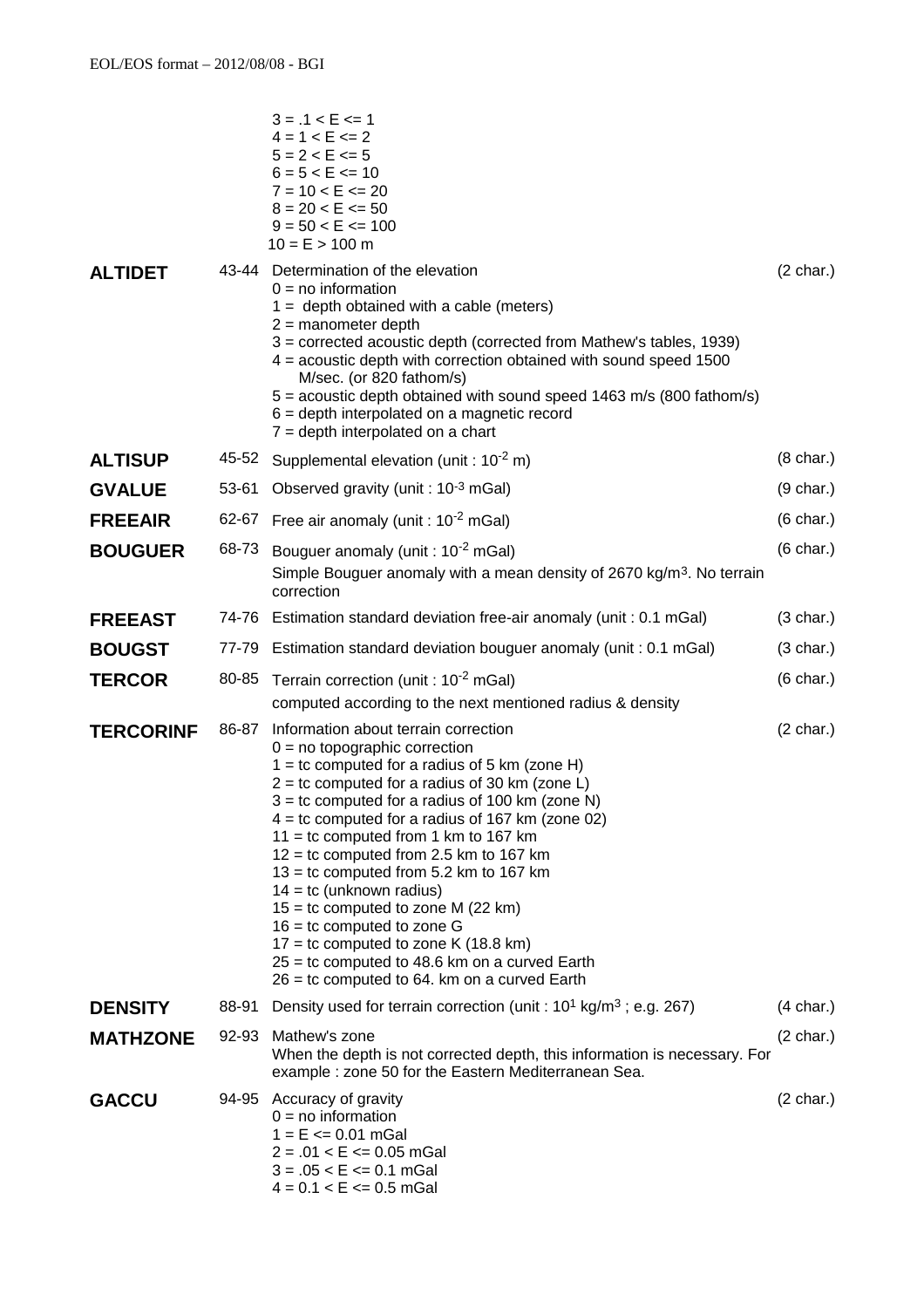3 = .1 < E <= 1
4 = 1 < E <= 2
5 = 2 < E <= 5
6 = 5 < E <= 10
7 = 10 < E <= 20
8 = 20 < E <= 50
9 = 50 < E <= 100
10 = E > 100 m

| | | | |
|---|---|---|---|
| **ALTIDET** | 43-44 | Determination of the elevation<br>0 = no information<br>1 = depth obtained with a cable (meters)<br>2 = manometer depth<br>3 = corrected acoustic depth (corrected from Mathew's tables, 1939)<br>4 = acoustic depth with correction obtained with sound speed 1500 M/sec. (or 820 fathom/s)<br>5 = acoustic depth obtained with sound speed 1463 m/s (800 fathom/s)<br>6 = depth interpolated on a magnetic record<br>7 = depth interpolated on a chart | (2 char.) |
| **ALTISUP** | 45-52 | Supplemental elevation (unit : $10^{-2}$ m) | (8 char.) |
| **GVALUE** | 53-61 | Observed gravity (unit : $10^{-3}$ mGal) | (9 char.) |
| **FREEAIR** | 62-67 | Free air anomaly (unit : $10^{-2}$ mGal) | (6 char.) |
| **BOUGUER** | 68-73 | Bouguer anomaly (unit : $10^{-2}$ mGal)<br>Simple Bouguer anomaly with a mean density of 2670 kg/m$^3$. No terrain correction | (6 char.) |
| **FREEAST** | 74-76 | Estimation standard deviation free-air anomaly (unit : 0.1 mGal) | (3 char.) |
| **BOUGST** | 77-79 | Estimation standard deviation bouguer anomaly (unit : 0.1 mGal) | (3 char.) |
| **TERCOR** | 80-85 | Terrain correction (unit : $10^{-2}$ mGal)<br>computed according to the next mentioned radius & density | (6 char.) |
| **TERCORINF** | 86-87 | Information about terrain correction<br>0 = no topographic correction<br>1 = tc computed for a radius of 5 km (zone H)<br>2 = tc computed for a radius of 30 km (zone L)<br>3 = tc computed for a radius of 100 km (zone N)<br>4 = tc computed for a radius of 167 km (zone 02)<br>11 = tc computed from 1 km to 167 km<br>12 = tc computed from 2.5 km to 167 km<br>13 = tc computed from 5.2 km to 167 km<br>14 = tc (unknown radius)<br>15 = tc computed to zone M (22 km)<br>16 = tc computed to zone G<br>17 = tc computed to zone K (18.8 km)<br>25 = tc computed to 48.6 km on a curved Earth<br>26 = tc computed to 64. km on a curved Earth | (2 char.) |
| **DENSITY** | 88-91 | Density used for terrain correction (unit : $10^{1}$ kg/m$^3$ ; e.g. 267) | (4 char.) |
| **MATHZONE** | 92-93 | Mathew's zone<br>When the depth is not corrected depth, this information is necessary. For example : zone 50 for the Eastern Mediterranean Sea. | (2 char.) |
| **GACCU** | 94-95 | Accuracy of gravity<br>0 = no information<br>1 = E <= 0.01 mGal<br>2 = .01 < E <= 0.05 mGal<br>3 = .05 < E <= 0.1 mGal<br>4 = 0.1 < E <= 0.5 mGal | (2 char.) |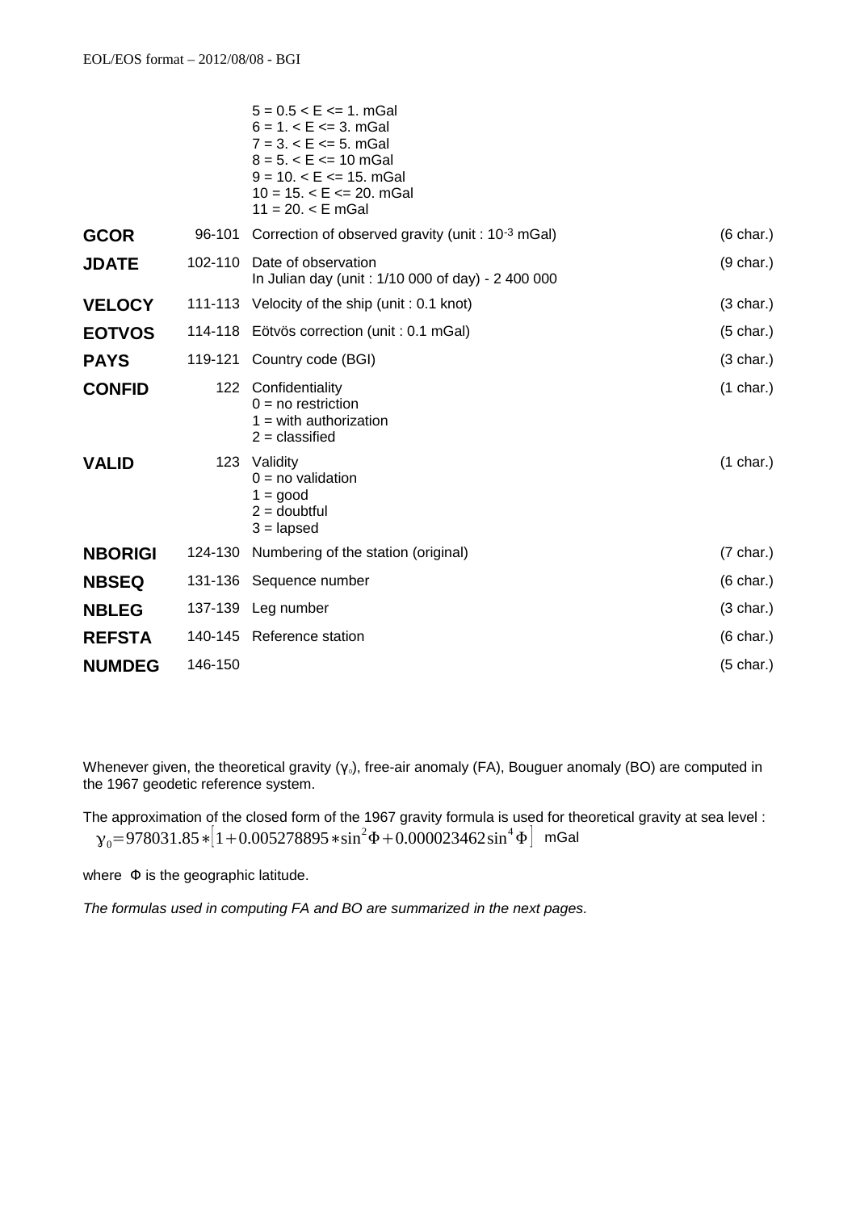| | | | |
|---|---|---|---|
| | | 5 = 0.5 < E <= 1. mGal<br>6 = 1. < E <= 3. mGal<br>7 = 3. < E <= 5. mGal<br>8 = 5. < E <= 10 mGal<br>9 = 10. < E <= 15. mGal<br>10 = 15. < E <= 20. mGal<br>11 = 20. < E mGal | |
| **GCOR** | 96-101 | Correction of observed gravity (unit : $10^{-3}$ mGal) | (6 char.) |
| **JDATE** | 102-110 | Date of observation<br>In Julian day (unit : 1/10 000 of day) - 2 400 000 | (9 char.) |
| **VELOCY** | 111-113 | Velocity of the ship (unit : 0.1 knot) | (3 char.) |
| **EOTVOS** | 114-118 | Eötvös correction (unit : 0.1 mGal) | (5 char.) |
| **PAYS** | 119-121 | Country code (BGI) | (3 char.) |
| **CONFID** | 122 | Confidentiality<br>0 = no restriction<br>1 = with authorization<br>2 = classified | (1 char.) |
| **VALID** | 123 | Validity<br>0 = no validation<br>1 = good<br>2 = doubtful<br>3 = lapsed | (1 char.) |
| **NBORIGI** | 124-130 | Numbering of the station (original) | (7 char.) |
| **NBSEQ** | 131-136 | Sequence number | (6 char.) |
| **NBLEG** | 137-139 | Leg number | (3 char.) |
| **REFSTA** | 140-145 | Reference station | (6 char.) |
| **NUMDEG** | 146-150 | | (5 char.) |

Whenever given, the theoretical gravity ($\gamma_0$), free-air anomaly (FA), Bouguer anomaly (BO) are computed in the 1967 geodetic reference system.

The approximation of the closed form of the 1967 gravity formula is used for theoretical gravity at sea level :

$$\gamma_0 = 978031.85 * \left[1 + 0.005278895 * \sin^2\Phi + 0.000023462 \sin^4\Phi\right] \text{ mGal}$$

where $\Phi$ is the geographic latitude.

*The formulas used in computing FA and BO are summarized in the next pages.*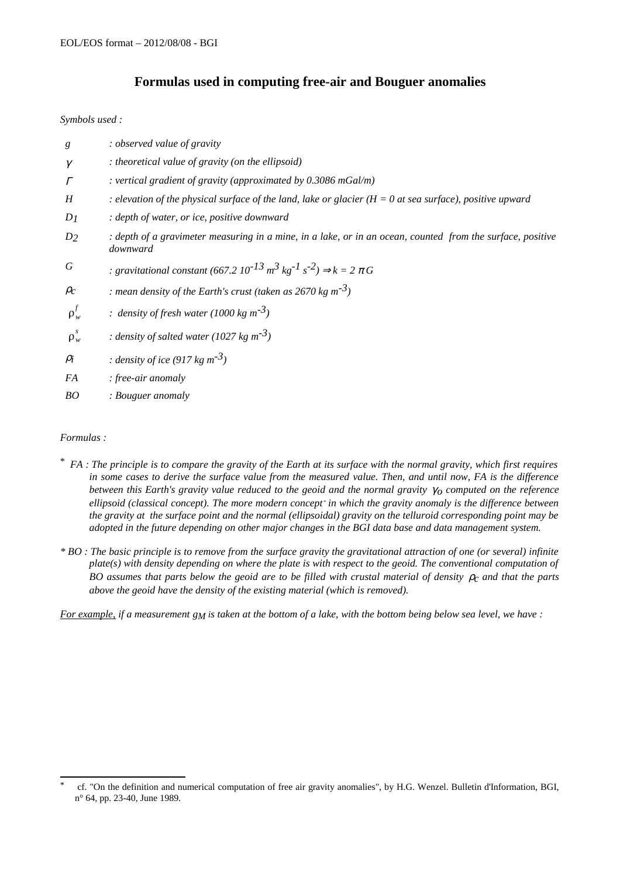# Formulas used in computing free-air and Bouguer anomalies

*Symbols used :*

| | |
|---|---|
| $g$ | *: observed value of gravity* |
| $\gamma$ | *: theoretical value of gravity (on the ellipsoid)* |
| $\Gamma$ | *: vertical gradient of gravity (approximated by 0.3086 mGal/m)* |
| $H$ | *: elevation of the physical surface of the land, lake or glacier ($H = 0$ at sea surface), positive upward* |
| $D_1$ | *: depth of water, or ice, positive downward* |
| $D_2$ | *: depth of a gravimeter measuring in a mine, in a lake, or in an ocean, counted from the surface, positive downward* |
| $G$ | *: gravitational constant ($667.2\ 10^{-13}\ m^3\ kg^{-1}\ s^{-2}$) $\Rightarrow k = 2\,\pi\,G$* |
| $\rho_c$ | *: mean density of the Earth's crust (taken as 2670 kg $m^{-3}$)* |
| $\rho_w^f$ | *: density of fresh water (1000 kg $m^{-3}$)* |
| $\rho_w^s$ | *: density of salted water (1027 kg $m^{-3}$)* |
| $\rho_i$ | *: density of ice (917 kg $m^{-3}$)* |
| $FA$ | *: free-air anomaly* |
| $BO$ | *: Bouguer anomaly* |

*Formulas :*

\* *FA : The principle is to compare the gravity of the Earth at its surface with the normal gravity, which first requires in some cases to derive the surface value from the measured value. Then, and until now, FA is the difference between this Earth's gravity value reduced to the geoid and the normal gravity $\gamma_o$ computed on the reference ellipsoid (classical concept). The more modern concept\* in which the gravity anomaly is the difference between the gravity at the surface point and the normal (ellipsoidal) gravity on the telluroid corresponding point may be adopted in the future depending on other major changes in the BGI data base and data management system.*

\* *BO : The basic principle is to remove from the surface gravity the gravitational attraction of one (or several) infinite plate(s) with density depending on where the plate is with respect to the geoid. The conventional computation of BO assumes that parts below the geoid are to be filled with crustal material of density $\rho_c$ and that the parts above the geoid have the density of the existing material (which is removed).*

*<u>For example,</u> if a measurement $g_M$ is taken at the bottom of a lake, with the bottom being below sea level, we have :*

---

\* cf. "On the definition and numerical computation of free air gravity anomalies", by H.G. Wenzel. Bulletin d'Information, BGI, n° 64, pp. 23-40, June 1989.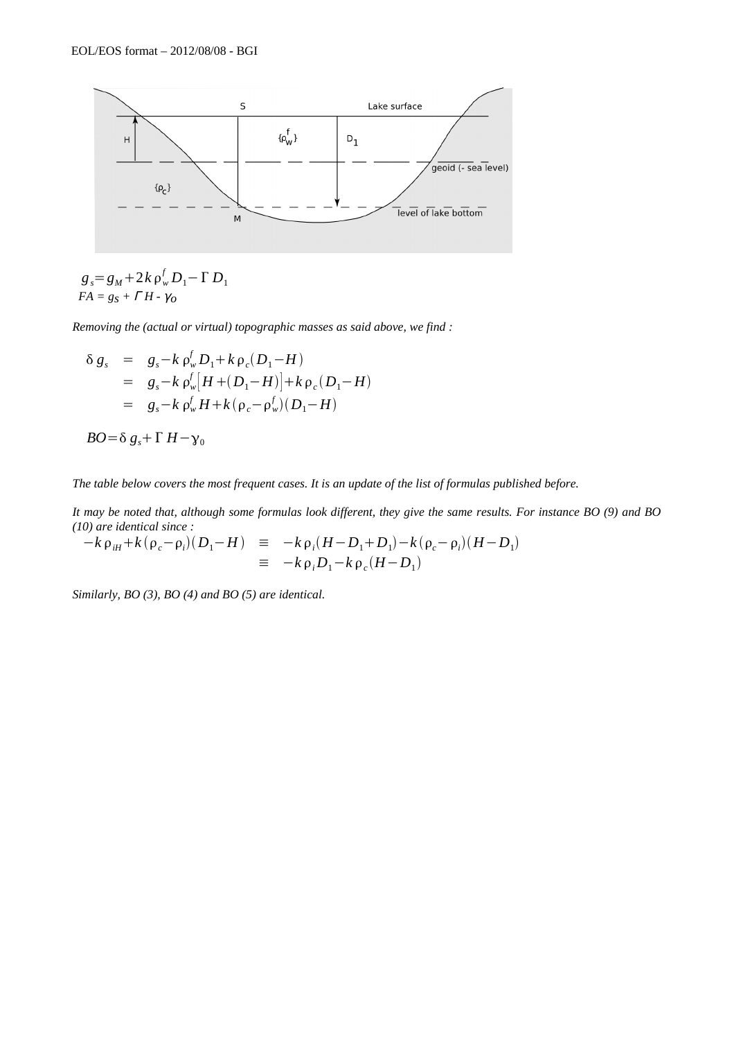$$g_s = g_M + 2k\rho_w^f D_1 - \Gamma D_1$$

$FA = g_S + \Gamma H - \gamma_O$

*Removing the (actual or virtual) topographic masses as said above, we find :*

$$\begin{aligned}
\delta g_s &= g_s - k\rho_w^f D_1 + k\rho_c(D_1 - H) \\
&= g_s - k\rho_w^f\left[H + (D_1 - H)\right] + k\rho_c(D_1 - H) \\
&= g_s - k\rho_w^f H + k(\rho_c - \rho_w^f)(D_1 - H)
\end{aligned}$$

$$BO = \delta g_s + \Gamma H - \gamma_0$$

*The table below covers the most frequent cases. It is an update of the list of formulas published before.*

*It may be noted that, although some formulas look different, they give the same results. For instance BO (9) and BO (10) are identical since :*

$$\begin{aligned}
-k\rho_{iH} + k(\rho_c - \rho_i)(D_1 - H) &\equiv -k\rho_i(H - D_1 + D_1) - k(\rho_c - \rho_i)(H - D_1) \\
&\equiv -k\rho_i D_1 - k\rho_c(H - D_1)
\end{aligned}$$

*Similarly, BO (3), BO (4) and BO (5) are identical.*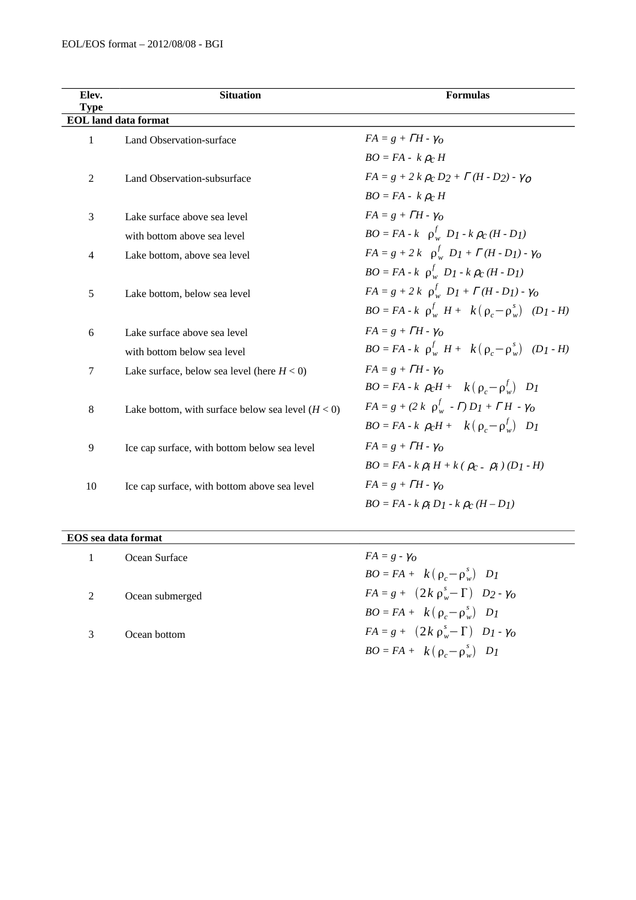| Elev. Type | Situation | Formulas |
|---|---|---|
| **EOL land data format** | | |
| 1 | Land Observation-surface | $FA = g + \Gamma H - \gamma_O$ |
| | | $BO = FA - k\,\rho_C\,H$ |
| 2 | Land Observation-subsurface | $FA = g + 2\,k\,\rho_C\,D_2 + \Gamma\,(H - D_2) - \gamma_O$ |
| | | $BO = FA - k\,\rho_C\,H$ |
| 3 | Lake surface above sea level | $FA = g + \Gamma H - \gamma_O$ |
| | with bottom above sea level | $BO = FA - k\,\rho_w^f\,D_1 - k\,\rho_C\,(H - D_1)$ |
| 4 | Lake bottom, above sea level | $FA = g + 2\,k\,\rho_w^f\,D_1 + \Gamma\,(H - D_1) - \gamma_O$ |
| | | $BO = FA - k\,\rho_w^f\,D_1 - k\,\rho_C\,(H - D_1)$ |
| 5 | Lake bottom, below sea level | $FA = g + 2\,k\,\rho_w^f\,D_1 + \Gamma\,(H - D_1) - \gamma_O$ |
| | | $BO = FA - k\,\rho_w^f\,H + k(\rho_c - \rho_w^s)\,(D_1 - H)$ |
| 6 | Lake surface above sea level | $FA = g + \Gamma H - \gamma_O$ |
| | with bottom below sea level | $BO = FA - k\,\rho_w^f\,H + k(\rho_c - \rho_w^s)\,(D_1 - H)$ |
| 7 | Lake surface, below sea level (here $H < 0$) | $FA = g + \Gamma H - \gamma_O$ |
| | | $BO = FA - k\,\rho_C H + k(\rho_c - \rho_w^f)\,D_1$ |
| 8 | Lake bottom, with surface below sea level ($H < 0$) | $FA = g + (2\,k\,\rho_w^f - \Gamma)\,D_1 + \Gamma\,H - \gamma_O$ |
| | | $BO = FA - k\,\rho_C H + k(\rho_c - \rho_w^f)\,D_1$ |
| 9 | Ice cap surface, with bottom below sea level | $FA = g + \Gamma H - \gamma_O$ |
| | | $BO = FA - k\,\rho_i\,H + k\,(\rho_C - \rho_i)\,(D_1 - H)$ |
| 10 | Ice cap surface, with bottom above sea level | $FA = g + \Gamma H - \gamma_O$ |
| | | $BO = FA - k\,\rho_i\,D_1 - k\,\rho_C\,(H - D_1)$ |
| **EOS sea data format** | | |
| 1 | Ocean Surface | $FA = g - \gamma_O$ |
| | | $BO = FA + k(\rho_c - \rho_w^s)\,D_1$ |
| 2 | Ocean submerged | $FA = g + (2k\,\rho_w^s - \Gamma)\,D_2 - \gamma_O$ |
| | | $BO = FA + k(\rho_c - \rho_w^s)\,D_1$ |
| 3 | Ocean bottom | $FA = g + (2k\,\rho_w^s - \Gamma)\,D_1 - \gamma_O$ |
| | | $BO = FA + k(\rho_c - \rho_w^s)\,D_1$ |